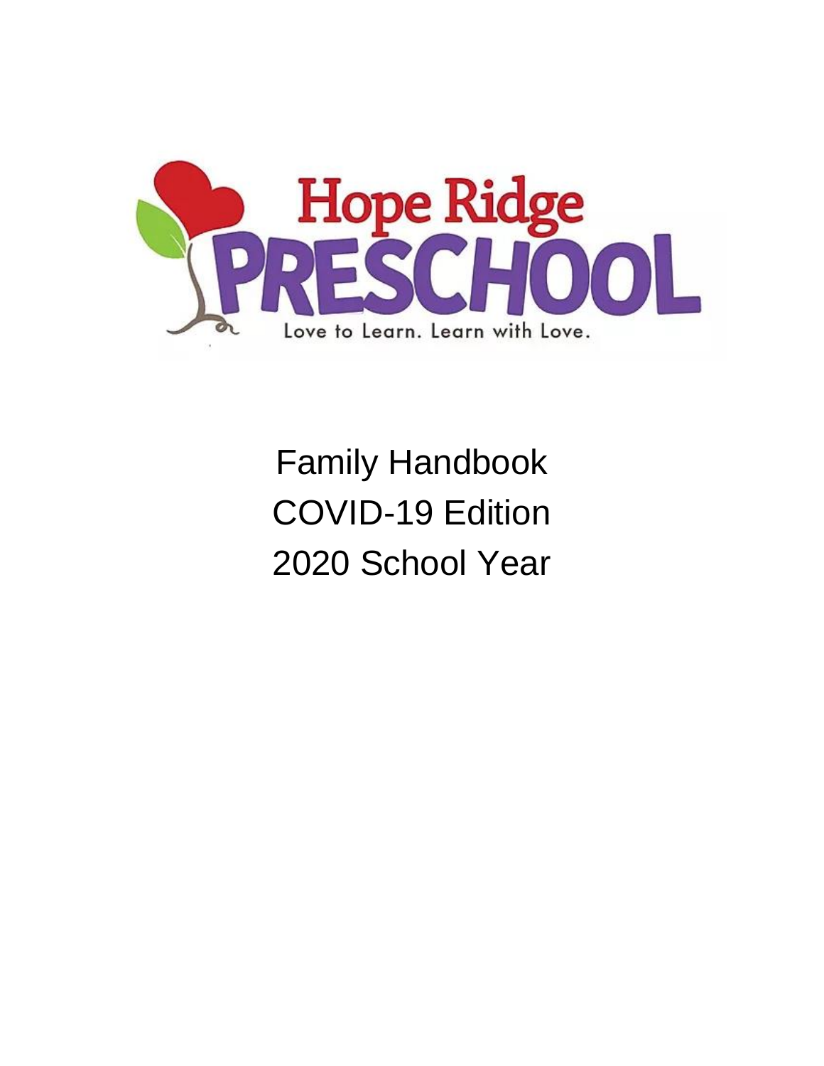# Hope Ridge PRESCHOOL

Love to Learn. Learn with Love.

Family Handbook

COVID-19 Edition

2020 School Year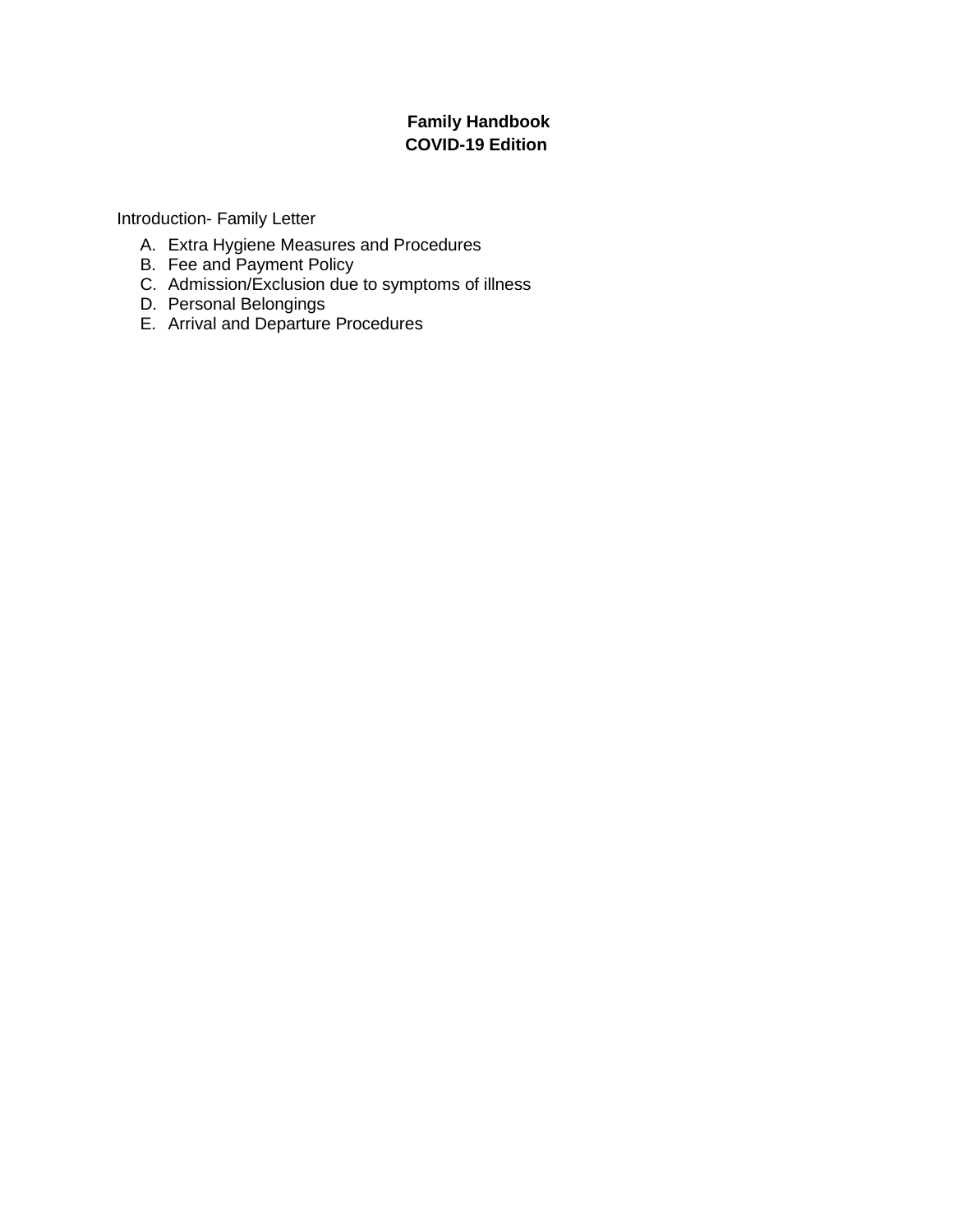**Family Handbook**
**COVID-19 Edition**

Introduction- Family Letter

A. Extra Hygiene Measures and Procedures
B. Fee and Payment Policy
C. Admission/Exclusion due to symptoms of illness
D. Personal Belongings
E. Arrival and Departure Procedures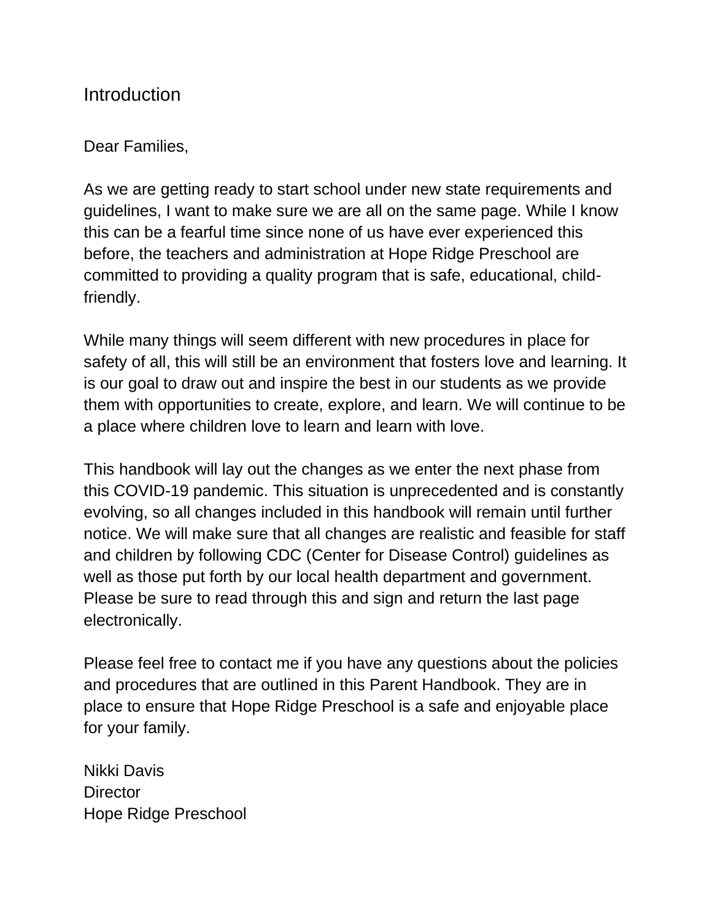# Introduction

Dear Families,

As we are getting ready to start school under new state requirements and guidelines, I want to make sure we are all on the same page. While I know this can be a fearful time since none of us have ever experienced this before, the teachers and administration at Hope Ridge Preschool are committed to providing a quality program that is safe, educational, child-friendly.

While many things will seem different with new procedures in place for safety of all, this will still be an environment that fosters love and learning. It is our goal to draw out and inspire the best in our students as we provide them with opportunities to create, explore, and learn. We will continue to be a place where children love to learn and learn with love.

This handbook will lay out the changes as we enter the next phase from this COVID-19 pandemic. This situation is unprecedented and is constantly evolving, so all changes included in this handbook will remain until further notice. We will make sure that all changes are realistic and feasible for staff and children by following CDC (Center for Disease Control) guidelines as well as those put forth by our local health department and government. Please be sure to read through this and sign and return the last page electronically.

Please feel free to contact me if you have any questions about the policies and procedures that are outlined in this Parent Handbook. They are in place to ensure that Hope Ridge Preschool is a safe and enjoyable place for your family.

Nikki Davis
Director
Hope Ridge Preschool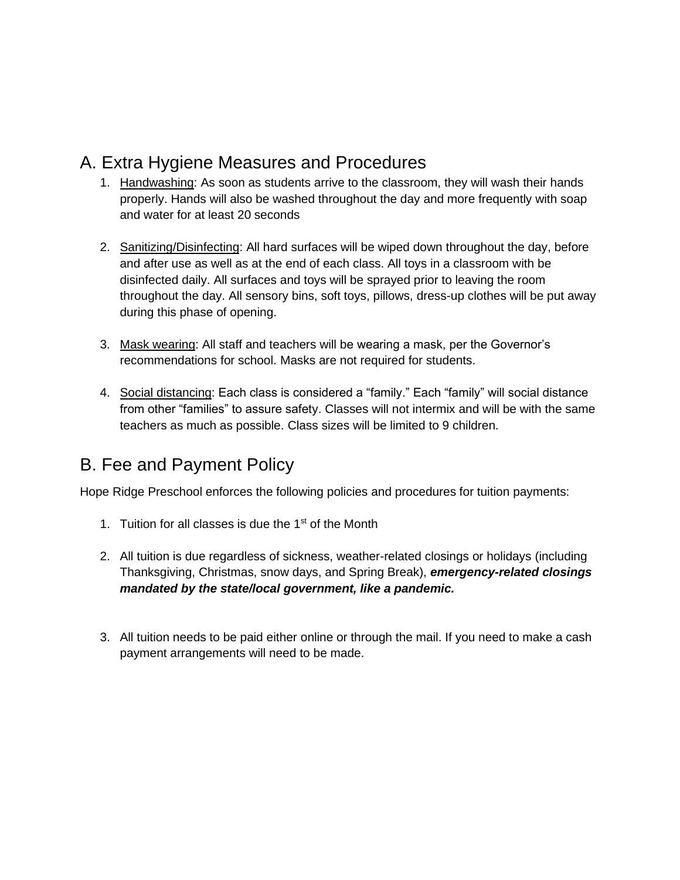## A. Extra Hygiene Measures and Procedures

1. Handwashing: As soon as students arrive to the classroom, they will wash their hands properly. Hands will also be washed throughout the day and more frequently with soap and water for at least 20 seconds

2. Sanitizing/Disinfecting: All hard surfaces will be wiped down throughout the day, before and after use as well as at the end of each class. All toys in a classroom with be disinfected daily. All surfaces and toys will be sprayed prior to leaving the room throughout the day. All sensory bins, soft toys, pillows, dress-up clothes will be put away during this phase of opening.

3. Mask wearing: All staff and teachers will be wearing a mask, per the Governor's recommendations for school. Masks are not required for students.

4. Social distancing: Each class is considered a "family." Each "family" will social distance from other "families" to assure safety. Classes will not intermix and will be with the same teachers as much as possible. Class sizes will be limited to 9 children.

## B. Fee and Payment Policy

Hope Ridge Preschool enforces the following policies and procedures for tuition payments:

1. Tuition for all classes is due the 1st of the Month

2. All tuition is due regardless of sickness, weather-related closings or holidays (including Thanksgiving, Christmas, snow days, and Spring Break), ***emergency-related closings mandated by the state/local government, like a pandemic.***

3. All tuition needs to be paid either online or through the mail. If you need to make a cash payment arrangements will need to be made.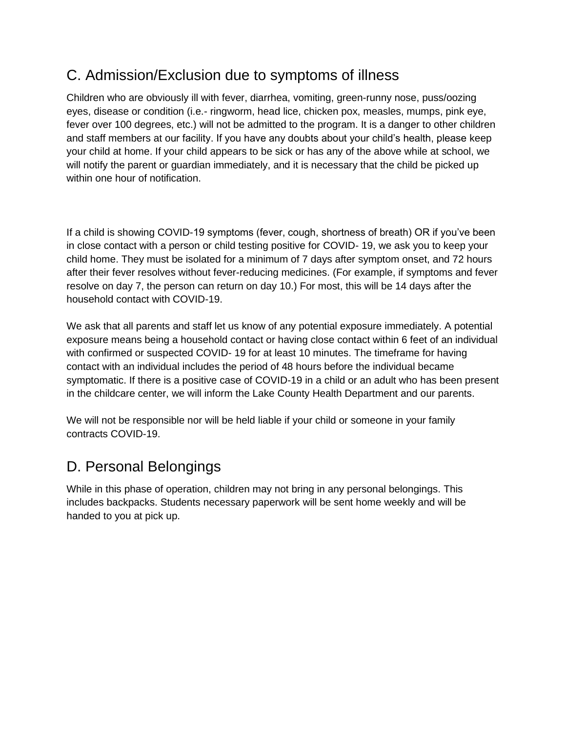## C. Admission/Exclusion due to symptoms of illness

Children who are obviously ill with fever, diarrhea, vomiting, green-runny nose, puss/oozing eyes, disease or condition (i.e.- ringworm, head lice, chicken pox, measles, mumps, pink eye, fever over 100 degrees, etc.) will not be admitted to the program. It is a danger to other children and staff members at our facility. If you have any doubts about your child's health, please keep your child at home. If your child appears to be sick or has any of the above while at school, we will notify the parent or guardian immediately, and it is necessary that the child be picked up within one hour of notification.

If a child is showing COVID-19 symptoms (fever, cough, shortness of breath) OR if you've been in close contact with a person or child testing positive for COVID- 19, we ask you to keep your child home. They must be isolated for a minimum of 7 days after symptom onset, and 72 hours after their fever resolves without fever-reducing medicines. (For example, if symptoms and fever resolve on day 7, the person can return on day 10.) For most, this will be 14 days after the household contact with COVID-19.

We ask that all parents and staff let us know of any potential exposure immediately. A potential exposure means being a household contact or having close contact within 6 feet of an individual with confirmed or suspected COVID- 19 for at least 10 minutes. The timeframe for having contact with an individual includes the period of 48 hours before the individual became symptomatic. If there is a positive case of COVID-19 in a child or an adult who has been present in the childcare center, we will inform the Lake County Health Department and our parents.

We will not be responsible nor will be held liable if your child or someone in your family contracts COVID-19.

## D. Personal Belongings

While in this phase of operation, children may not bring in any personal belongings. This includes backpacks. Students necessary paperwork will be sent home weekly and will be handed to you at pick up.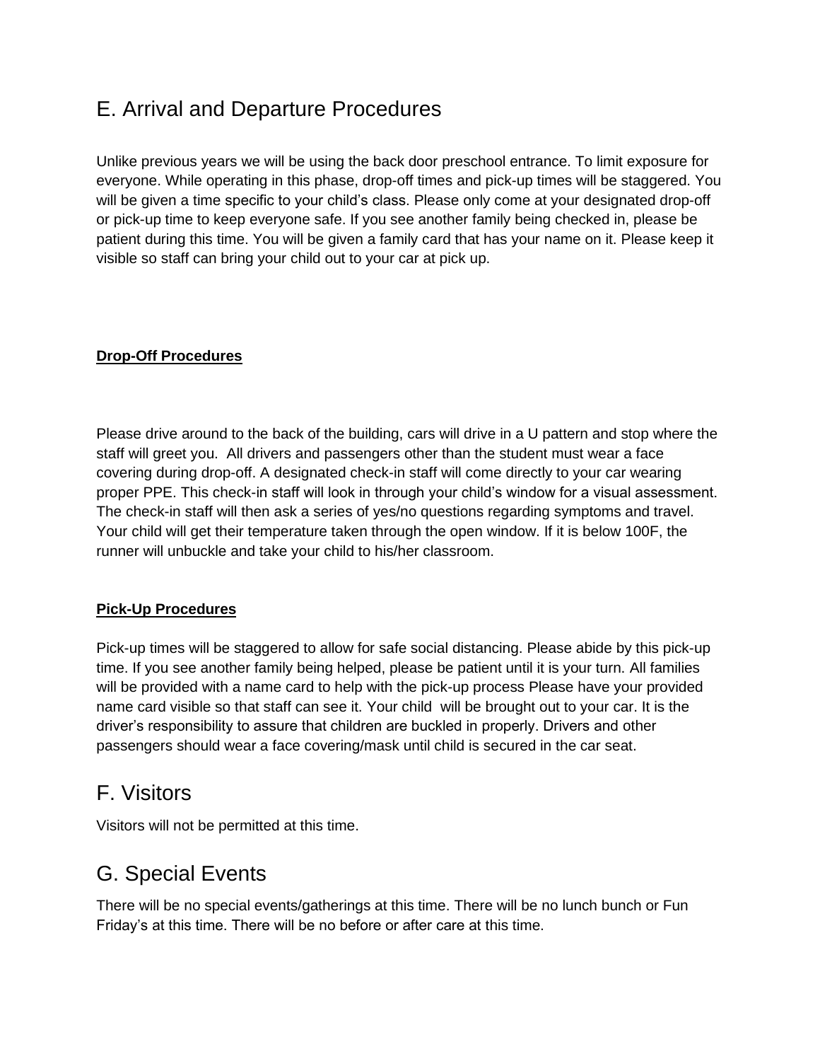## E. Arrival and Departure Procedures

Unlike previous years we will be using the back door preschool entrance. To limit exposure for everyone. While operating in this phase, drop-off times and pick-up times will be staggered. You will be given a time specific to your child's class. Please only come at your designated drop-off or pick-up time to keep everyone safe. If you see another family being checked in, please be patient during this time. You will be given a family card that has your name on it. Please keep it visible so staff can bring your child out to your car at pick up.

**Drop-Off Procedures**

Please drive around to the back of the building, cars will drive in a U pattern and stop where the staff will greet you. All drivers and passengers other than the student must wear a face covering during drop-off. A designated check-in staff will come directly to your car wearing proper PPE. This check-in staff will look in through your child's window for a visual assessment. The check-in staff will then ask a series of yes/no questions regarding symptoms and travel. Your child will get their temperature taken through the open window. If it is below 100F, the runner will unbuckle and take your child to his/her classroom.

**Pick-Up Procedures**

Pick-up times will be staggered to allow for safe social distancing. Please abide by this pick-up time. If you see another family being helped, please be patient until it is your turn. All families will be provided with a name card to help with the pick-up process Please have your provided name card visible so that staff can see it. Your child will be brought out to your car. It is the driver's responsibility to assure that children are buckled in properly. Drivers and other passengers should wear a face covering/mask until child is secured in the car seat.

## F. Visitors

Visitors will not be permitted at this time.

## G. Special Events

There will be no special events/gatherings at this time. There will be no lunch bunch or Fun Friday's at this time. There will be no before or after care at this time.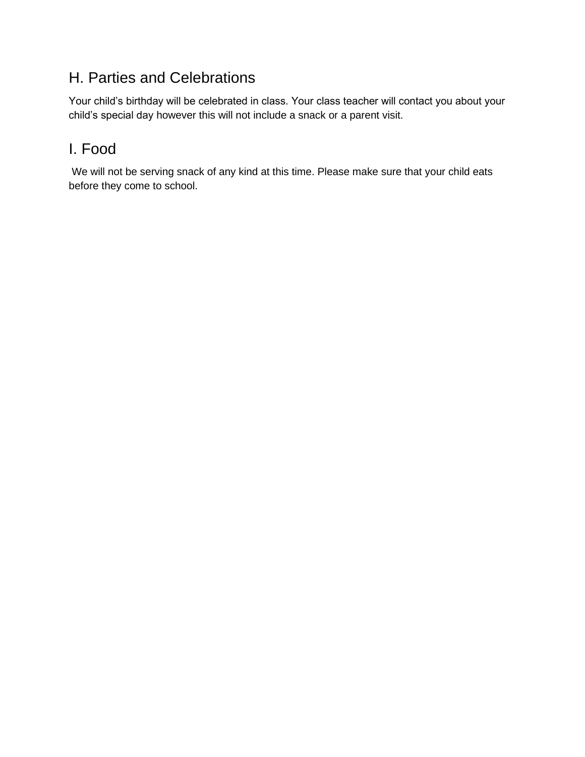## H. Parties and Celebrations

Your child's birthday will be celebrated in class. Your class teacher will contact you about your child's special day however this will not include a snack or a parent visit.

## I. Food

We will not be serving snack of any kind at this time. Please make sure that your child eats before they come to school.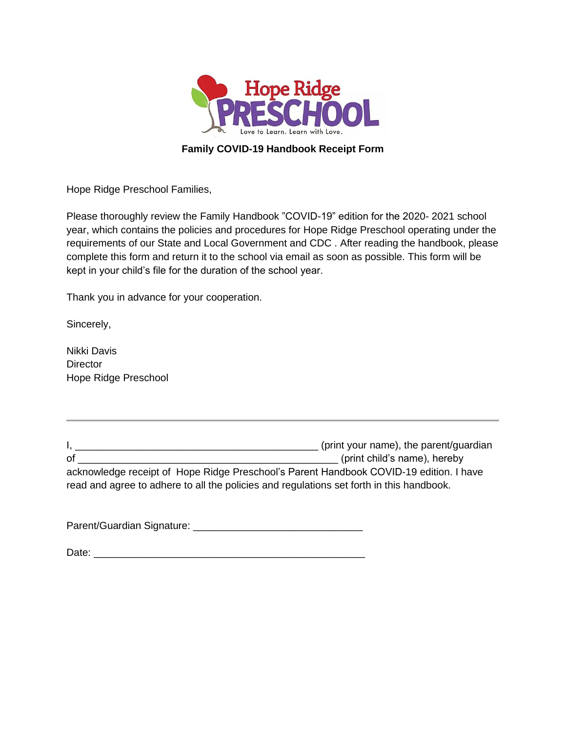Hope Ridge PRESCHOOL

Love to Learn. Learn with Love.

**Family COVID-19 Handbook Receipt Form**

Hope Ridge Preschool Families,

Please thoroughly review the Family Handbook ”COVID-19” edition for the 2020- 2021 school year, which contains the policies and procedures for Hope Ridge Preschool operating under the requirements of our State and Local Government and CDC . After reading the handbook, please complete this form and return it to the school via email as soon as possible. This form will be kept in your child’s file for the duration of the school year.

Thank you in advance for your cooperation.

Sincerely,

Nikki Davis
Director
Hope Ridge Preschool

---

I, ___________________________________________ (print your name), the parent/guardian of ______________________________________________ (print child’s name), hereby acknowledge receipt of Hope Ridge Preschool’s Parent Handbook COVID-19 edition. I have read and agree to adhere to all the policies and regulations set forth in this handbook.

Parent/Guardian Signature: ______________________________

Date: ________________________________________________